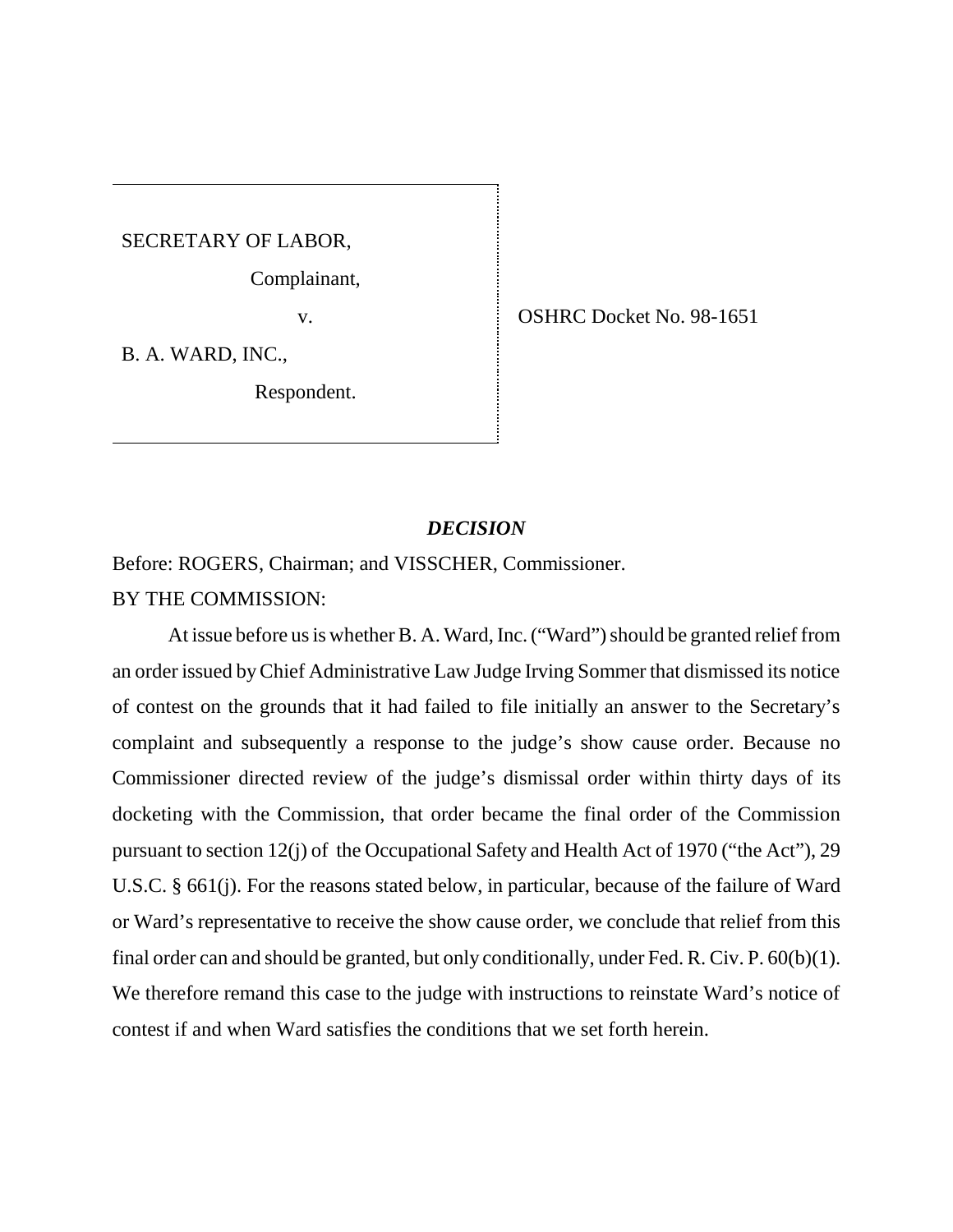SECRETARY OF LABOR,

Complainant,

v.

B. A. WARD, INC.,

Respondent.

OSHRC Docket No. 98-1651

## *DECISION*

Before: ROGERS, Chairman; and VISSCHER, Commissioner.

BY THE COMMISSION:

At issue before us is whether B. A. Ward, Inc. ("Ward") should be granted relief from an order issued by Chief Administrative Law Judge Irving Sommer that dismissed its notice of contest on the grounds that it had failed to file initially an answer to the Secretary's complaint and subsequently a response to the judge's show cause order. Because no Commissioner directed review of the judge's dismissal order within thirty days of its docketing with the Commission, that order became the final order of the Commission pursuant to section 12(j) of the Occupational Safety and Health Act of 1970 ("the Act"), 29 U.S.C. § 661(j). For the reasons stated below, in particular, because of the failure of Ward or Ward's representative to receive the show cause order, we conclude that relief from this final order can and should be granted, but only conditionally, under Fed. R. Civ. P. 60(b)(1). We therefore remand this case to the judge with instructions to reinstate Ward's notice of contest if and when Ward satisfies the conditions that we set forth herein.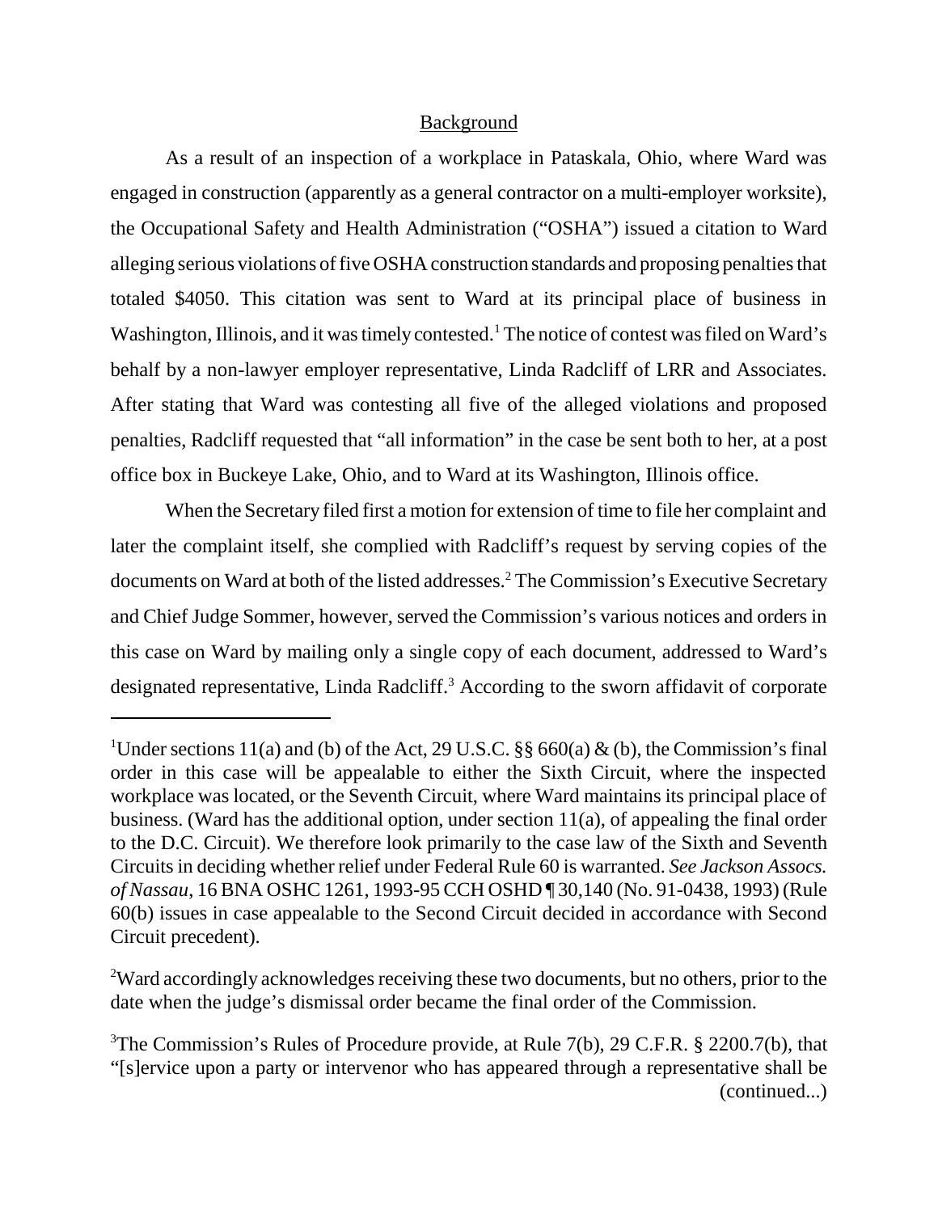## Background

As a result of an inspection of a workplace in Pataskala, Ohio, where Ward was engaged in construction (apparently as a general contractor on a multi-employer worksite), the Occupational Safety and Health Administration ("OSHA") issued a citation to Ward alleging serious violations of five OSHA construction standards and proposing penalties that totaled $4050. This citation was sent to Ward at its principal place of business in Washington, Illinois, and it was timely contested.[1] The notice of contest was filed on Ward's behalf by a non-lawyer employer representative, Linda Radcliff of LRR and Associates. After stating that Ward was contesting all five of the alleged violations and proposed penalties, Radcliff requested that "all information" in the case be sent both to her, at a post office box in Buckeye Lake, Ohio, and to Ward at its Washington, Illinois office.

When the Secretary filed first a motion for extension of time to file her complaint and later the complaint itself, she complied with Radcliff's request by serving copies of the documents on Ward at both of the listed addresses.[2] The Commission's Executive Secretary and Chief Judge Sommer, however, served the Commission's various notices and orders in this case on Ward by mailing only a single copy of each document, addressed to Ward's designated representative, Linda Radcliff.[3] According to the sworn affidavit of corporate

---

[1]Under sections 11(a) and (b) of the Act, 29 U.S.C. §§ 660(a) & (b), the Commission's final order in this case will be appealable to either the Sixth Circuit, where the inspected workplace was located, or the Seventh Circuit, where Ward maintains its principal place of business. (Ward has the additional option, under section 11(a), of appealing the final order to the D.C. Circuit). We therefore look primarily to the case law of the Sixth and Seventh Circuits in deciding whether relief under Federal Rule 60 is warranted. *See Jackson Assocs. of Nassau*, 16 BNA OSHC 1261, 1993-95 CCH OSHD ¶ 30,140 (No. 91-0438, 1993) (Rule 60(b) issues in case appealable to the Second Circuit decided in accordance with Second Circuit precedent).

[2]Ward accordingly acknowledges receiving these two documents, but no others, prior to the date when the judge's dismissal order became the final order of the Commission.

[3]The Commission's Rules of Procedure provide, at Rule 7(b), 29 C.F.R. § 2200.7(b), that "[s]ervice upon a party or intervenor who has appeared through a representative shall be (continued...)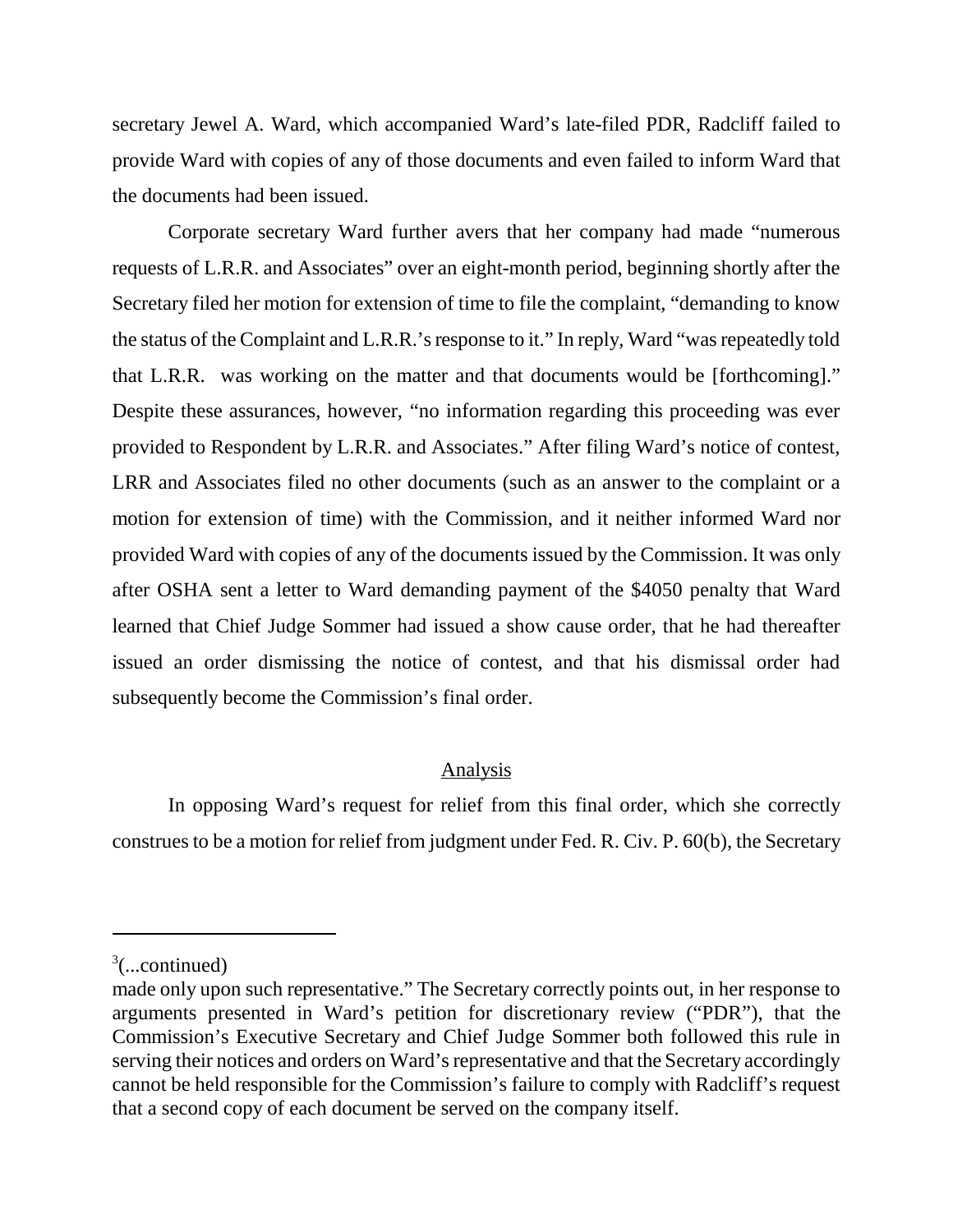secretary Jewel A. Ward, which accompanied Ward's late-filed PDR, Radcliff failed to provide Ward with copies of any of those documents and even failed to inform Ward that the documents had been issued.

Corporate secretary Ward further avers that her company had made "numerous requests of L.R.R. and Associates" over an eight-month period, beginning shortly after the Secretary filed her motion for extension of time to file the complaint, "demanding to know the status of the Complaint and L.R.R.'s response to it." In reply, Ward "was repeatedly told that L.R.R. was working on the matter and that documents would be [forthcoming]." Despite these assurances, however, "no information regarding this proceeding was ever provided to Respondent by L.R.R. and Associates." After filing Ward's notice of contest, LRR and Associates filed no other documents (such as an answer to the complaint or a motion for extension of time) with the Commission, and it neither informed Ward nor provided Ward with copies of any of the documents issued by the Commission. It was only after OSHA sent a letter to Ward demanding payment of the $4050 penalty that Ward learned that Chief Judge Sommer had issued a show cause order, that he had thereafter issued an order dismissing the notice of contest, and that his dismissal order had subsequently become the Commission's final order.

## Analysis

In opposing Ward's request for relief from this final order, which she correctly construes to be a motion for relief from judgment under Fed. R. Civ. P. 60(b), the Secretary

---

[3](...continued)
made only upon such representative." The Secretary correctly points out, in her response to arguments presented in Ward's petition for discretionary review ("PDR"), that the Commission's Executive Secretary and Chief Judge Sommer both followed this rule in serving their notices and orders on Ward's representative and that the Secretary accordingly cannot be held responsible for the Commission's failure to comply with Radcliff's request that a second copy of each document be served on the company itself.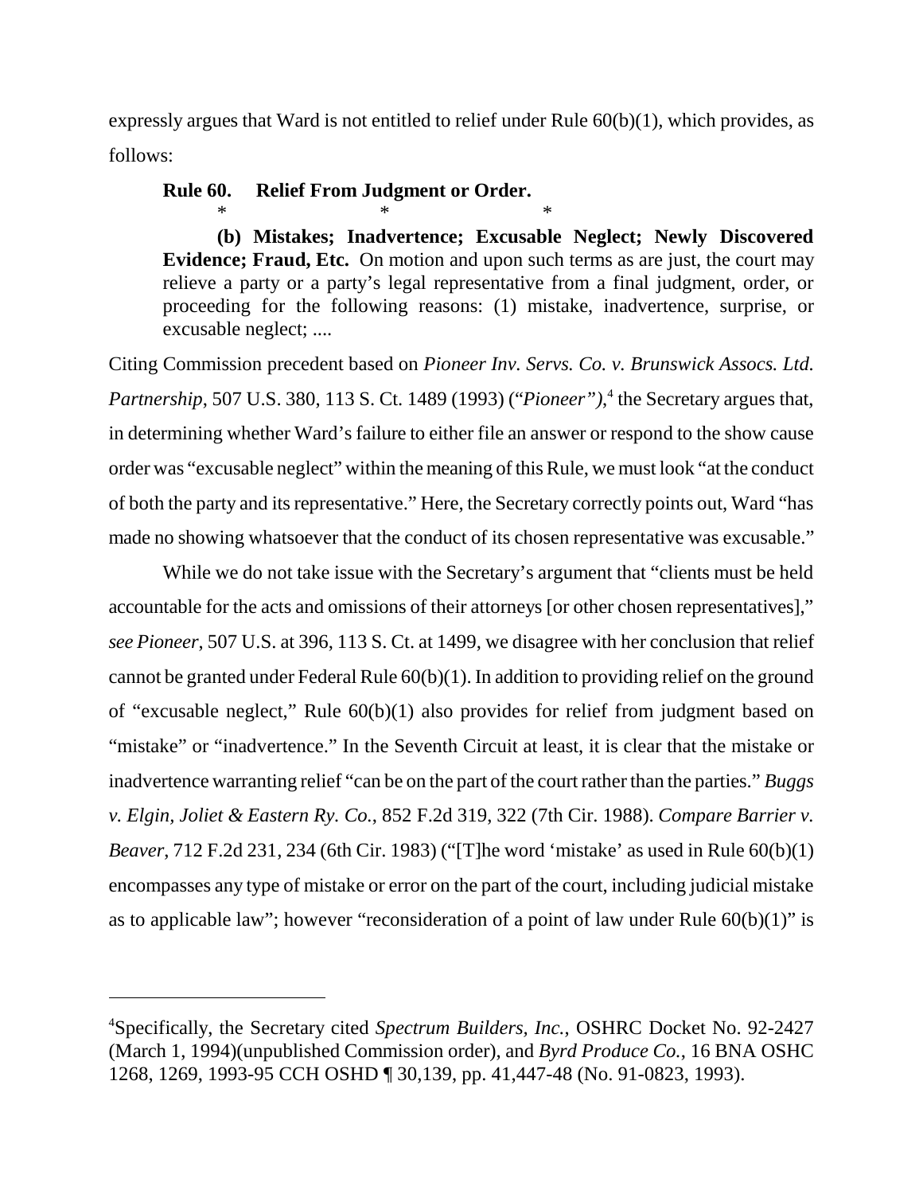expressly argues that Ward is not entitled to relief under Rule 60(b)(1), which provides, as follows:

> **Rule 60. Relief From Judgment or Order.**
>
> \* \* \*
>
> **(b) Mistakes; Inadvertence; Excusable Neglect; Newly Discovered Evidence; Fraud, Etc.** On motion and upon such terms as are just, the court may relieve a party or a party's legal representative from a final judgment, order, or proceeding for the following reasons: (1) mistake, inadvertence, surprise, or excusable neglect; ....

Citing Commission precedent based on *Pioneer Inv. Servs. Co. v. Brunswick Assocs. Ltd. Partnership*, 507 U.S. 380, 113 S. Ct. 1489 (1993) ("*Pioneer")*,[4] the Secretary argues that, in determining whether Ward's failure to either file an answer or respond to the show cause order was "excusable neglect" within the meaning of this Rule, we must look "at the conduct of both the party and its representative." Here, the Secretary correctly points out, Ward "has made no showing whatsoever that the conduct of its chosen representative was excusable."

While we do not take issue with the Secretary's argument that "clients must be held accountable for the acts and omissions of their attorneys [or other chosen representatives]," *see Pioneer*, 507 U.S. at 396, 113 S. Ct. at 1499, we disagree with her conclusion that relief cannot be granted under Federal Rule 60(b)(1). In addition to providing relief on the ground of "excusable neglect," Rule 60(b)(1) also provides for relief from judgment based on "mistake" or "inadvertence." In the Seventh Circuit at least, it is clear that the mistake or inadvertence warranting relief "can be on the part of the court rather than the parties." *Buggs v. Elgin, Joliet & Eastern Ry. Co.*, 852 F.2d 319, 322 (7th Cir. 1988). *Compare Barrier v. Beaver*, 712 F.2d 231, 234 (6th Cir. 1983) ("[T]he word 'mistake' as used in Rule 60(b)(1) encompasses any type of mistake or error on the part of the court, including judicial mistake as to applicable law"; however "reconsideration of a point of law under Rule 60(b)(1)" is

---

[4]Specifically, the Secretary cited *Spectrum Builders, Inc.*, OSHRC Docket No. 92-2427 (March 1, 1994)(unpublished Commission order), and *Byrd Produce Co.*, 16 BNA OSHC 1268, 1269, 1993-95 CCH OSHD ¶ 30,139, pp. 41,447-48 (No. 91-0823, 1993).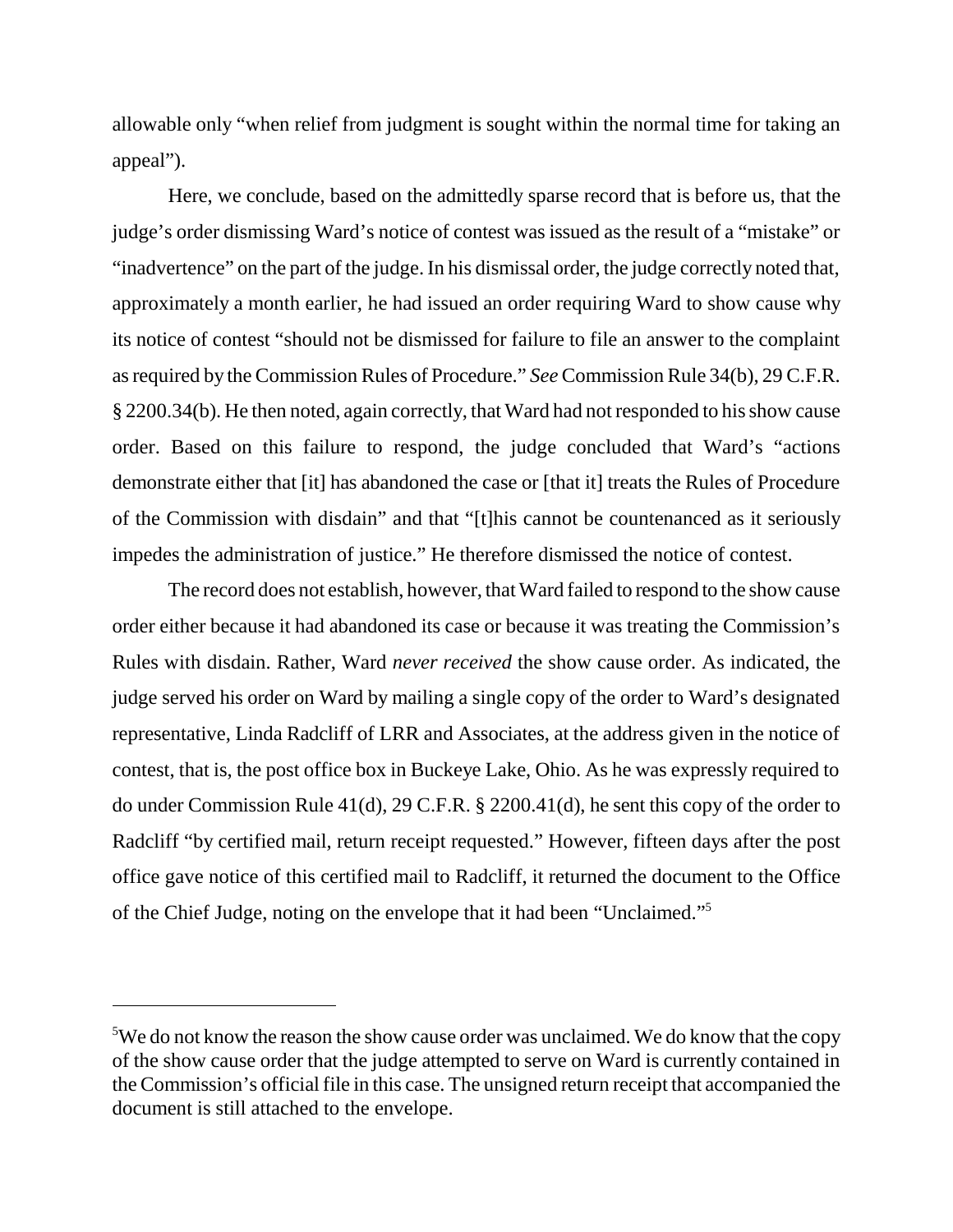allowable only "when relief from judgment is sought within the normal time for taking an appeal").

Here, we conclude, based on the admittedly sparse record that is before us, that the judge's order dismissing Ward's notice of contest was issued as the result of a "mistake" or "inadvertence" on the part of the judge. In his dismissal order, the judge correctly noted that, approximately a month earlier, he had issued an order requiring Ward to show cause why its notice of contest "should not be dismissed for failure to file an answer to the complaint as required by the Commission Rules of Procedure." *See* Commission Rule 34(b), 29 C.F.R. § 2200.34(b). He then noted, again correctly, that Ward had not responded to his show cause order. Based on this failure to respond, the judge concluded that Ward's "actions demonstrate either that [it] has abandoned the case or [that it] treats the Rules of Procedure of the Commission with disdain" and that "[t]his cannot be countenanced as it seriously impedes the administration of justice." He therefore dismissed the notice of contest.

The record does not establish, however, that Ward failed to respond to the show cause order either because it had abandoned its case or because it was treating the Commission's Rules with disdain. Rather, Ward *never received* the show cause order. As indicated, the judge served his order on Ward by mailing a single copy of the order to Ward's designated representative, Linda Radcliff of LRR and Associates, at the address given in the notice of contest, that is, the post office box in Buckeye Lake, Ohio. As he was expressly required to do under Commission Rule 41(d), 29 C.F.R. § 2200.41(d), he sent this copy of the order to Radcliff "by certified mail, return receipt requested." However, fifteen days after the post office gave notice of this certified mail to Radcliff, it returned the document to the Office of the Chief Judge, noting on the envelope that it had been "Unclaimed."[5]

---

[5]We do not know the reason the show cause order was unclaimed. We do know that the copy of the show cause order that the judge attempted to serve on Ward is currently contained in the Commission's official file in this case. The unsigned return receipt that accompanied the document is still attached to the envelope.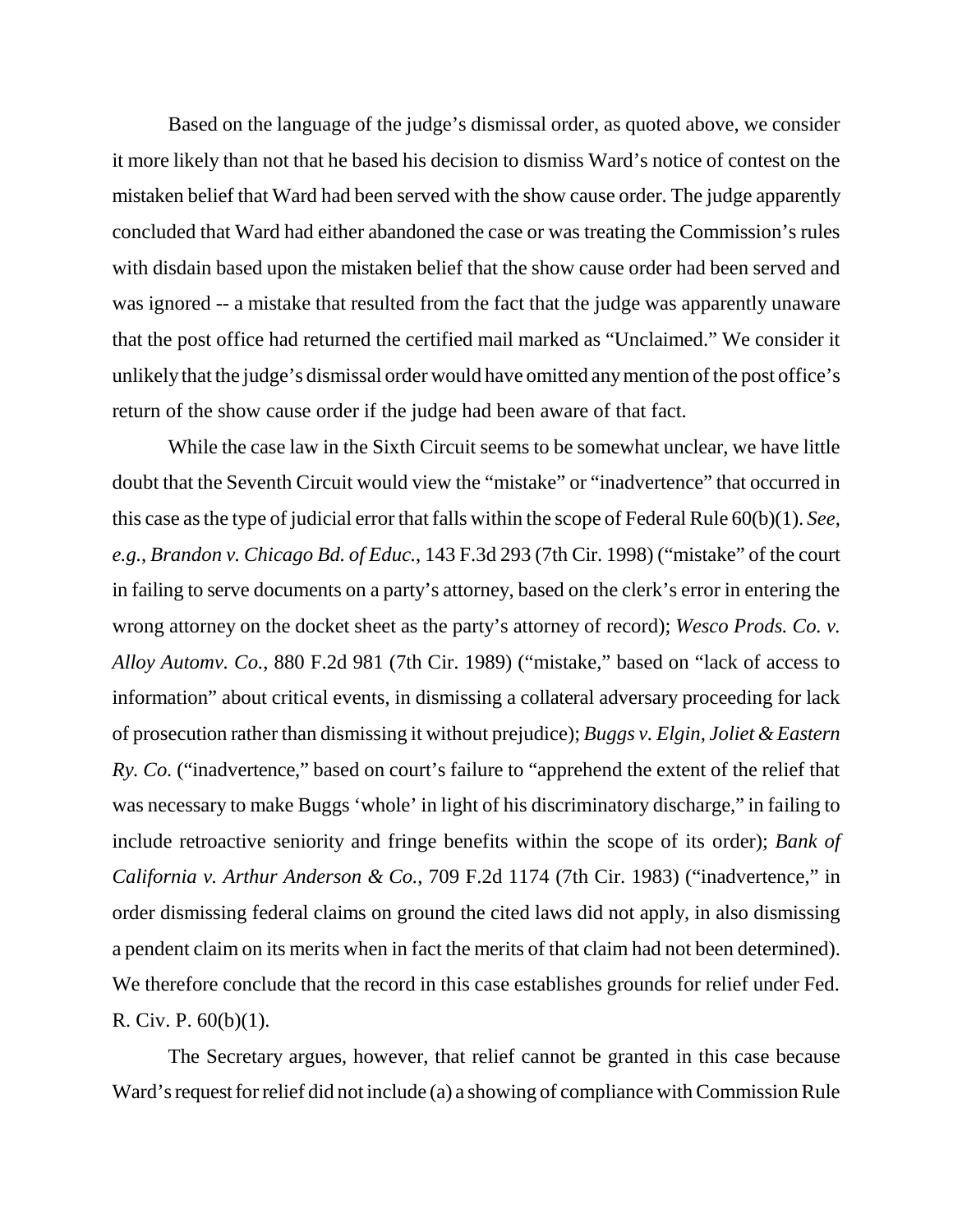Based on the language of the judge's dismissal order, as quoted above, we consider it more likely than not that he based his decision to dismiss Ward's notice of contest on the mistaken belief that Ward had been served with the show cause order. The judge apparently concluded that Ward had either abandoned the case or was treating the Commission's rules with disdain based upon the mistaken belief that the show cause order had been served and was ignored -- a mistake that resulted from the fact that the judge was apparently unaware that the post office had returned the certified mail marked as "Unclaimed." We consider it unlikely that the judge's dismissal order would have omitted any mention of the post office's return of the show cause order if the judge had been aware of that fact.

While the case law in the Sixth Circuit seems to be somewhat unclear, we have little doubt that the Seventh Circuit would view the "mistake" or "inadvertence" that occurred in this case as the type of judicial error that falls within the scope of Federal Rule 60(b)(1). *See, e.g.*, *Brandon v. Chicago Bd. of Educ.*, 143 F.3d 293 (7th Cir. 1998) ("mistake" of the court in failing to serve documents on a party's attorney, based on the clerk's error in entering the wrong attorney on the docket sheet as the party's attorney of record); *Wesco Prods. Co. v. Alloy Automv. Co.*, 880 F.2d 981 (7th Cir. 1989) ("mistake," based on "lack of access to information" about critical events, in dismissing a collateral adversary proceeding for lack of prosecution rather than dismissing it without prejudice); *Buggs v. Elgin, Joliet & Eastern Ry. Co.* ("inadvertence," based on court's failure to "apprehend the extent of the relief that was necessary to make Buggs 'whole' in light of his discriminatory discharge," in failing to include retroactive seniority and fringe benefits within the scope of its order); *Bank of California v. Arthur Anderson & Co.*, 709 F.2d 1174 (7th Cir. 1983) ("inadvertence," in order dismissing federal claims on ground the cited laws did not apply, in also dismissing a pendent claim on its merits when in fact the merits of that claim had not been determined). We therefore conclude that the record in this case establishes grounds for relief under Fed. R. Civ. P. 60(b)(1).

The Secretary argues, however, that relief cannot be granted in this case because Ward's request for relief did not include (a) a showing of compliance with Commission Rule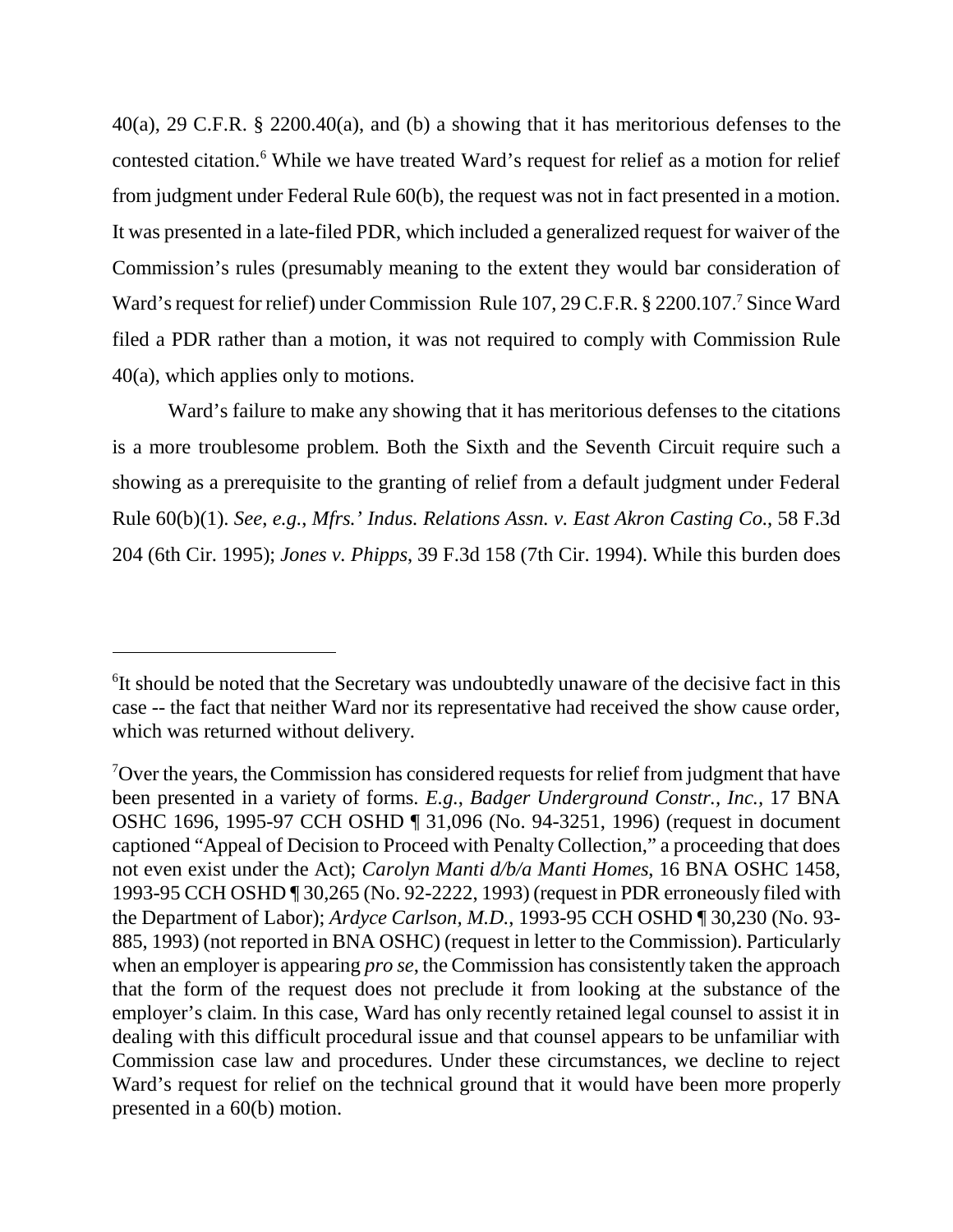40(a), 29 C.F.R. § 2200.40(a), and (b) a showing that it has meritorious defenses to the contested citation.[6] While we have treated Ward's request for relief as a motion for relief from judgment under Federal Rule 60(b), the request was not in fact presented in a motion. It was presented in a late-filed PDR, which included a generalized request for waiver of the Commission's rules (presumably meaning to the extent they would bar consideration of Ward's request for relief) under Commission Rule 107, 29 C.F.R. § 2200.107.[7] Since Ward filed a PDR rather than a motion, it was not required to comply with Commission Rule 40(a), which applies only to motions.

Ward's failure to make any showing that it has meritorious defenses to the citations is a more troublesome problem. Both the Sixth and the Seventh Circuit require such a showing as a prerequisite to the granting of relief from a default judgment under Federal Rule 60(b)(1). *See, e.g.*, *Mfrs.' Indus. Relations Assn. v. East Akron Casting Co.*, 58 F.3d 204 (6th Cir. 1995); *Jones v. Phipps*, 39 F.3d 158 (7th Cir. 1994). While this burden does

---

[6]It should be noted that the Secretary was undoubtedly unaware of the decisive fact in this case -- the fact that neither Ward nor its representative had received the show cause order, which was returned without delivery.

[7]Over the years, the Commission has considered requests for relief from judgment that have been presented in a variety of forms. *E.g.*, *Badger Underground Constr., Inc.*, 17 BNA OSHC 1696, 1995-97 CCH OSHD ¶ 31,096 (No. 94-3251, 1996) (request in document captioned "Appeal of Decision to Proceed with Penalty Collection," a proceeding that does not even exist under the Act); *Carolyn Manti d/b/a Manti Homes*, 16 BNA OSHC 1458, 1993-95 CCH OSHD ¶ 30,265 (No. 92-2222, 1993) (request in PDR erroneously filed with the Department of Labor); *Ardyce Carlson, M.D.*, 1993-95 CCH OSHD ¶ 30,230 (No. 93-885, 1993) (not reported in BNA OSHC) (request in letter to the Commission). Particularly when an employer is appearing *pro se*, the Commission has consistently taken the approach that the form of the request does not preclude it from looking at the substance of the employer's claim. In this case, Ward has only recently retained legal counsel to assist it in dealing with this difficult procedural issue and that counsel appears to be unfamiliar with Commission case law and procedures. Under these circumstances, we decline to reject Ward's request for relief on the technical ground that it would have been more properly presented in a 60(b) motion.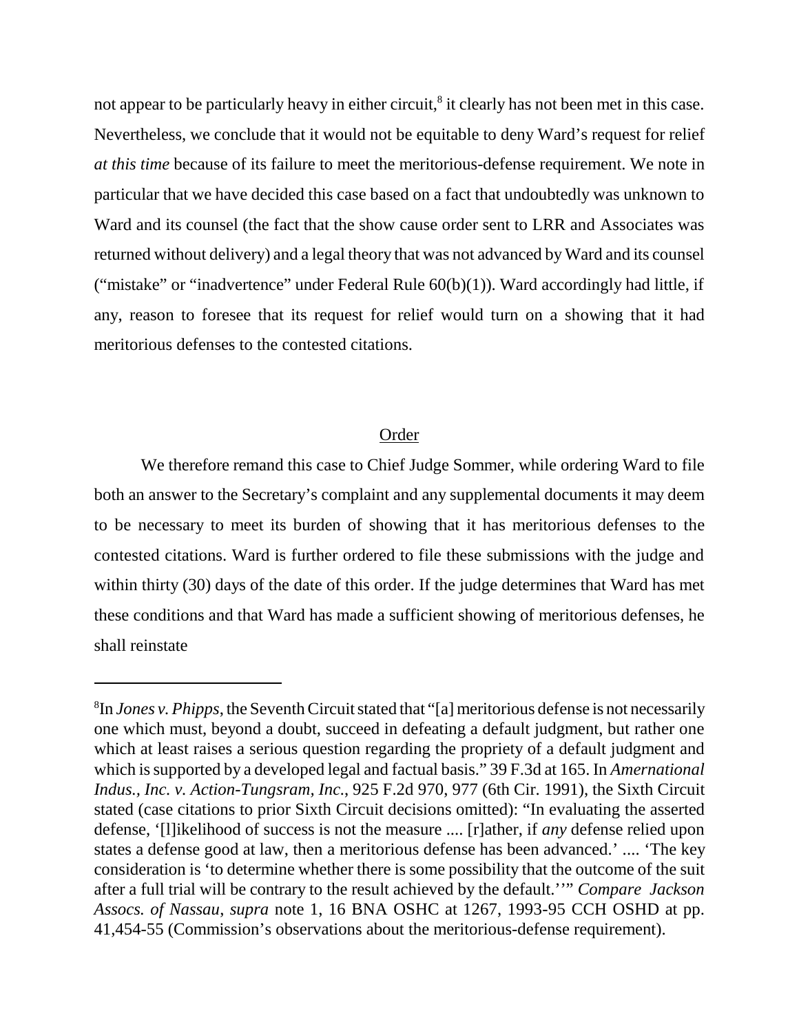not appear to be particularly heavy in either circuit,[8] it clearly has not been met in this case. Nevertheless, we conclude that it would not be equitable to deny Ward's request for relief *at this time* because of its failure to meet the meritorious-defense requirement. We note in particular that we have decided this case based on a fact that undoubtedly was unknown to Ward and its counsel (the fact that the show cause order sent to LRR and Associates was returned without delivery) and a legal theory that was not advanced by Ward and its counsel ("mistake" or "inadvertence" under Federal Rule 60(b)(1)). Ward accordingly had little, if any, reason to foresee that its request for relief would turn on a showing that it had meritorious defenses to the contested citations.

## Order

We therefore remand this case to Chief Judge Sommer, while ordering Ward to file both an answer to the Secretary's complaint and any supplemental documents it may deem to be necessary to meet its burden of showing that it has meritorious defenses to the contested citations. Ward is further ordered to file these submissions with the judge and within thirty (30) days of the date of this order. If the judge determines that Ward has met these conditions and that Ward has made a sufficient showing of meritorious defenses, he shall reinstate

---

[8]In *Jones v. Phipps*, the Seventh Circuit stated that "[a] meritorious defense is not necessarily one which must, beyond a doubt, succeed in defeating a default judgment, but rather one which at least raises a serious question regarding the propriety of a default judgment and which is supported by a developed legal and factual basis." 39 F.3d at 165. In *Amernational Indus., Inc. v. Action-Tungsram, Inc.*, 925 F.2d 970, 977 (6th Cir. 1991), the Sixth Circuit stated (case citations to prior Sixth Circuit decisions omitted): "In evaluating the asserted defense, '[l]ikelihood of success is not the measure .... [r]ather, if *any* defense relied upon states a defense good at law, then a meritorious defense has been advanced.' .... 'The key consideration is 'to determine whether there is some possibility that the outcome of the suit after a full trial will be contrary to the result achieved by the default.''" *Compare Jackson Assocs. of Nassau*, *supra* note 1, 16 BNA OSHC at 1267, 1993-95 CCH OSHD at pp. 41,454-55 (Commission's observations about the meritorious-defense requirement).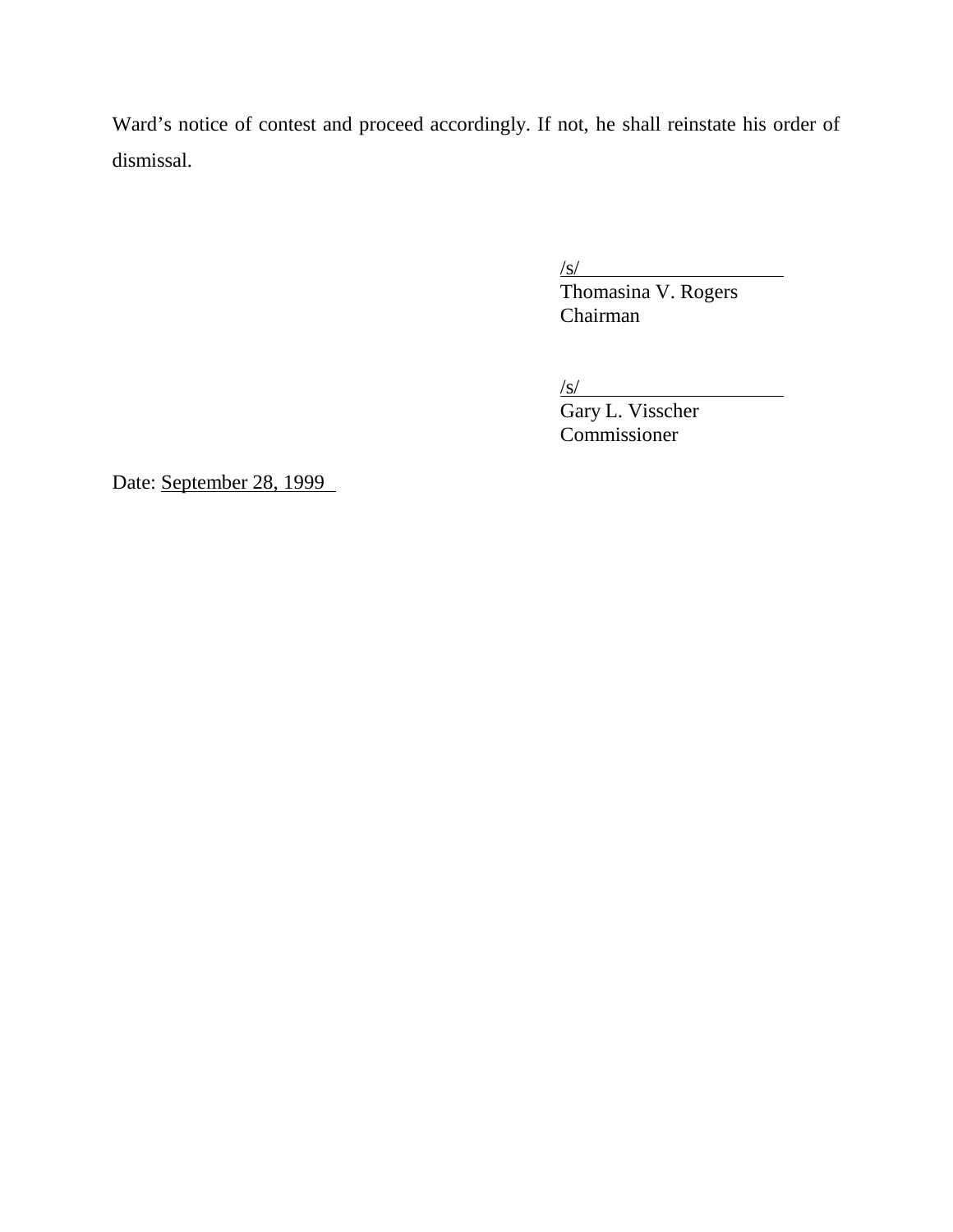Ward's notice of contest and proceed accordingly. If not, he shall reinstate his order of dismissal.

/s/
Thomasina V. Rogers
Chairman

/s/
Gary L. Visscher
Commissioner

Date: September 28, 1999